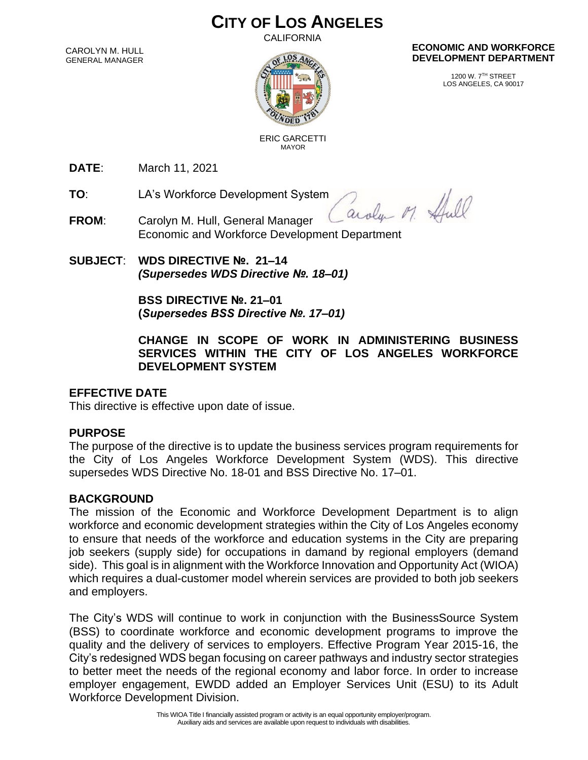# CITY OF LOS ANGELES

CALIFORNIA

CAROLYN M. HULL
GENERAL MANAGER

ERIC GARCETTI
MAYOR

**ECONOMIC AND WORKFORCE DEVELOPMENT DEPARTMENT**

1200 W. 7TH STREET
LOS ANGELES, CA 90017

**DATE**: March 11, 2021

**TO**: LA's Workforce Development System

**FROM**: Carolyn M. Hull, General Manager
Economic and Workforce Development Department

**SUBJECT**: **WDS DIRECTIVE №. 21–14**
***(Supersedes WDS Directive №. 18–01)***

**BSS DIRECTIVE №. 21–01**
**(*Supersedes BSS Directive №. 17–01)***

**CHANGE IN SCOPE OF WORK IN ADMINISTERING BUSINESS SERVICES WITHIN THE CITY OF LOS ANGELES WORKFORCE DEVELOPMENT SYSTEM**

## EFFECTIVE DATE

This directive is effective upon date of issue.

## PURPOSE

The purpose of the directive is to update the business services program requirements for the City of Los Angeles Workforce Development System (WDS). This directive supersedes WDS Directive No. 18-01 and BSS Directive No. 17–01.

## BACKGROUND

The mission of the Economic and Workforce Development Department is to align workforce and economic development strategies within the City of Los Angeles economy to ensure that needs of the workforce and education systems in the City are preparing job seekers (supply side) for occupations in damand by regional employers (demand side). This goal is in alignment with the Workforce Innovation and Opportunity Act (WIOA) which requires a dual-customer model wherein services are provided to both job seekers and employers.

The City's WDS will continue to work in conjunction with the BusinessSource System (BSS) to coordinate workforce and economic development programs to improve the quality and the delivery of services to employers. Effective Program Year 2015-16, the City's redesigned WDS began focusing on career pathways and industry sector strategies to better meet the needs of the regional economy and labor force. In order to increase employer engagement, EWDD added an Employer Services Unit (ESU) to its Adult Workforce Development Division.

This WIOA Title I financially assisted program or activity is an equal opportunity employer/program.
Auxiliary aids and services are available upon request to individuals with disabilities.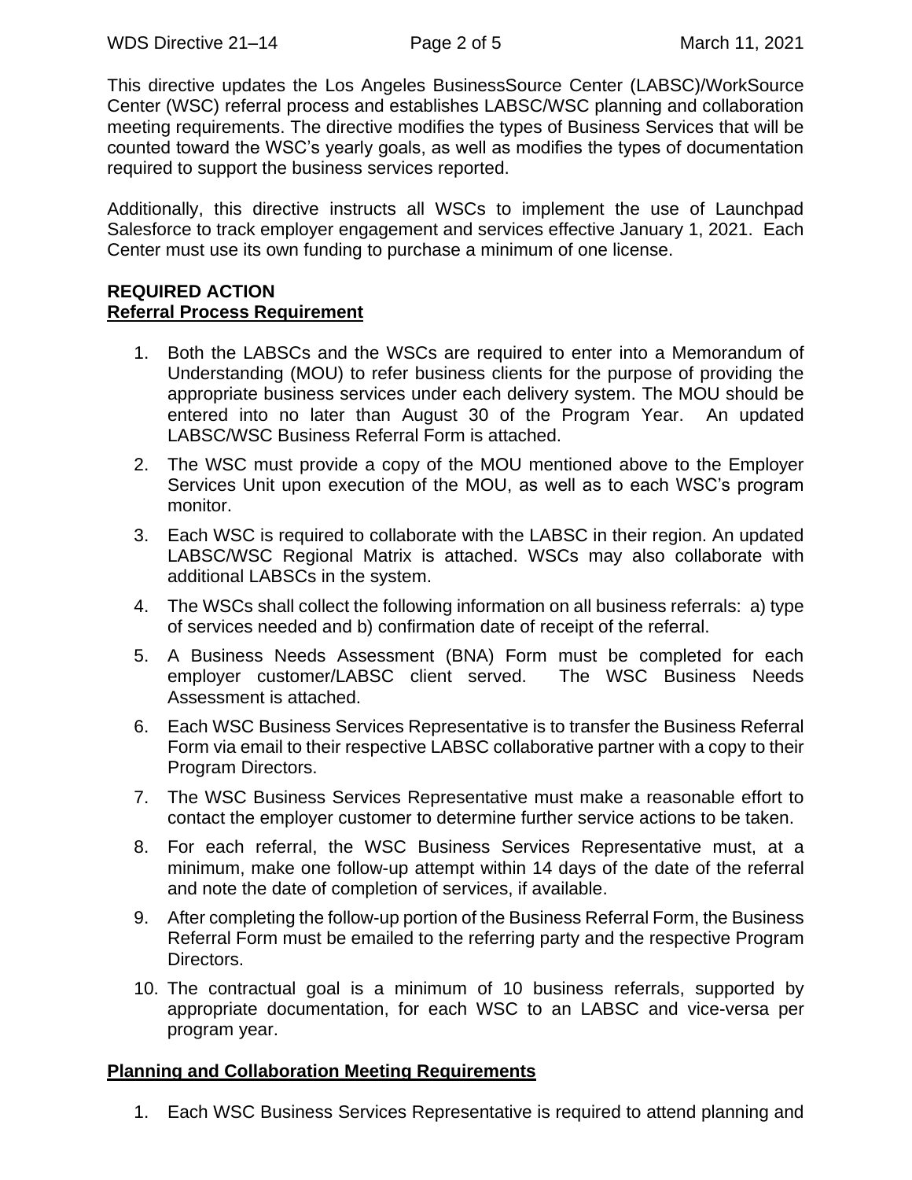This directive updates the Los Angeles BusinessSource Center (LABSC)/WorkSource Center (WSC) referral process and establishes LABSC/WSC planning and collaboration meeting requirements. The directive modifies the types of Business Services that will be counted toward the WSC's yearly goals, as well as modifies the types of documentation required to support the business services reported.

Additionally, this directive instructs all WSCs to implement the use of Launchpad Salesforce to track employer engagement and services effective January 1, 2021. Each Center must use its own funding to purchase a minimum of one license.

**REQUIRED ACTION**

**Referral Process Requirement**

1. Both the LABSCs and the WSCs are required to enter into a Memorandum of Understanding (MOU) to refer business clients for the purpose of providing the appropriate business services under each delivery system. The MOU should be entered into no later than August 30 of the Program Year. An updated LABSC/WSC Business Referral Form is attached.
2. The WSC must provide a copy of the MOU mentioned above to the Employer Services Unit upon execution of the MOU, as well as to each WSC's program monitor.
3. Each WSC is required to collaborate with the LABSC in their region. An updated LABSC/WSC Regional Matrix is attached. WSCs may also collaborate with additional LABSCs in the system.
4. The WSCs shall collect the following information on all business referrals: a) type of services needed and b) confirmation date of receipt of the referral.
5. A Business Needs Assessment (BNA) Form must be completed for each employer customer/LABSC client served. The WSC Business Needs Assessment is attached.
6. Each WSC Business Services Representative is to transfer the Business Referral Form via email to their respective LABSC collaborative partner with a copy to their Program Directors.
7. The WSC Business Services Representative must make a reasonable effort to contact the employer customer to determine further service actions to be taken.
8. For each referral, the WSC Business Services Representative must, at a minimum, make one follow-up attempt within 14 days of the date of the referral and note the date of completion of services, if available.
9. After completing the follow-up portion of the Business Referral Form, the Business Referral Form must be emailed to the referring party and the respective Program Directors.
10. The contractual goal is a minimum of 10 business referrals, supported by appropriate documentation, for each WSC to an LABSC and vice-versa per program year.

**Planning and Collaboration Meeting Requirements**

1. Each WSC Business Services Representative is required to attend planning and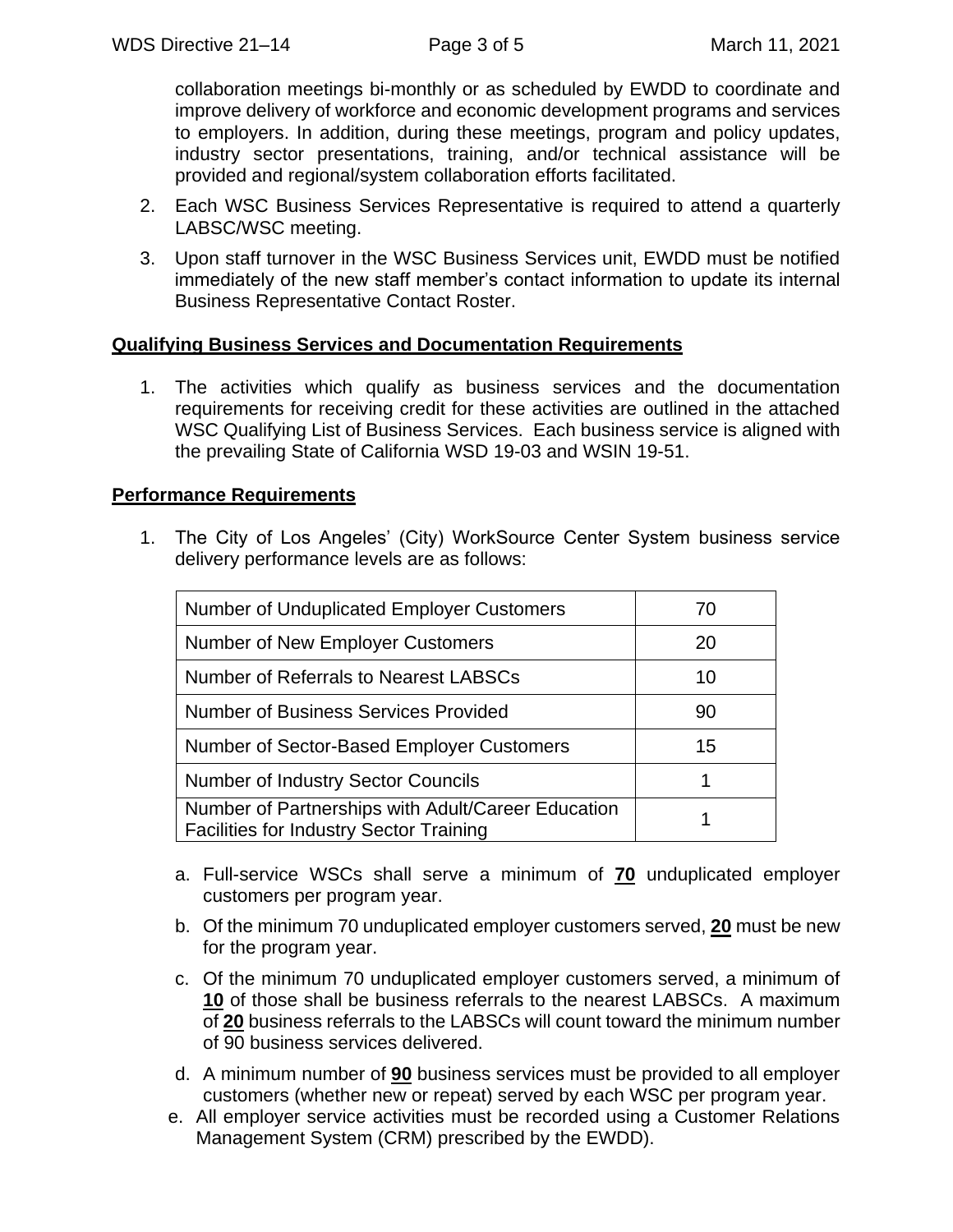collaboration meetings bi-monthly or as scheduled by EWDD to coordinate and improve delivery of workforce and economic development programs and services to employers. In addition, during these meetings, program and policy updates, industry sector presentations, training, and/or technical assistance will be provided and regional/system collaboration efforts facilitated.

2. Each WSC Business Services Representative is required to attend a quarterly LABSC/WSC meeting.
3. Upon staff turnover in the WSC Business Services unit, EWDD must be notified immediately of the new staff member's contact information to update its internal Business Representative Contact Roster.

**Qualifying Business Services and Documentation Requirements**

1. The activities which qualify as business services and the documentation requirements for receiving credit for these activities are outlined in the attached WSC Qualifying List of Business Services. Each business service is aligned with the prevailing State of California WSD 19-03 and WSIN 19-51.

**Performance Requirements**

1. The City of Los Angeles' (City) WorkSource Center System business service delivery performance levels are as follows:

| | |
|---|---|
| Number of Unduplicated Employer Customers | 70 |
| Number of New Employer Customers | 20 |
| Number of Referrals to Nearest LABSCs | 10 |
| Number of Business Services Provided | 90 |
| Number of Sector-Based Employer Customers | 15 |
| Number of Industry Sector Councils | 1 |
| Number of Partnerships with Adult/Career Education Facilities for Industry Sector Training | 1 |

   a. Full-service WSCs shall serve a minimum of **70** unduplicated employer customers per program year.
   b. Of the minimum 70 unduplicated employer customers served, **20** must be new for the program year.
   c. Of the minimum 70 unduplicated employer customers served, a minimum of **10** of those shall be business referrals to the nearest LABSCs. A maximum of **20** business referrals to the LABSCs will count toward the minimum number of 90 business services delivered.
   d. A minimum number of **90** business services must be provided to all employer customers (whether new or repeat) served by each WSC per program year.
   e. All employer service activities must be recorded using a Customer Relations Management System (CRM) prescribed by the EWDD).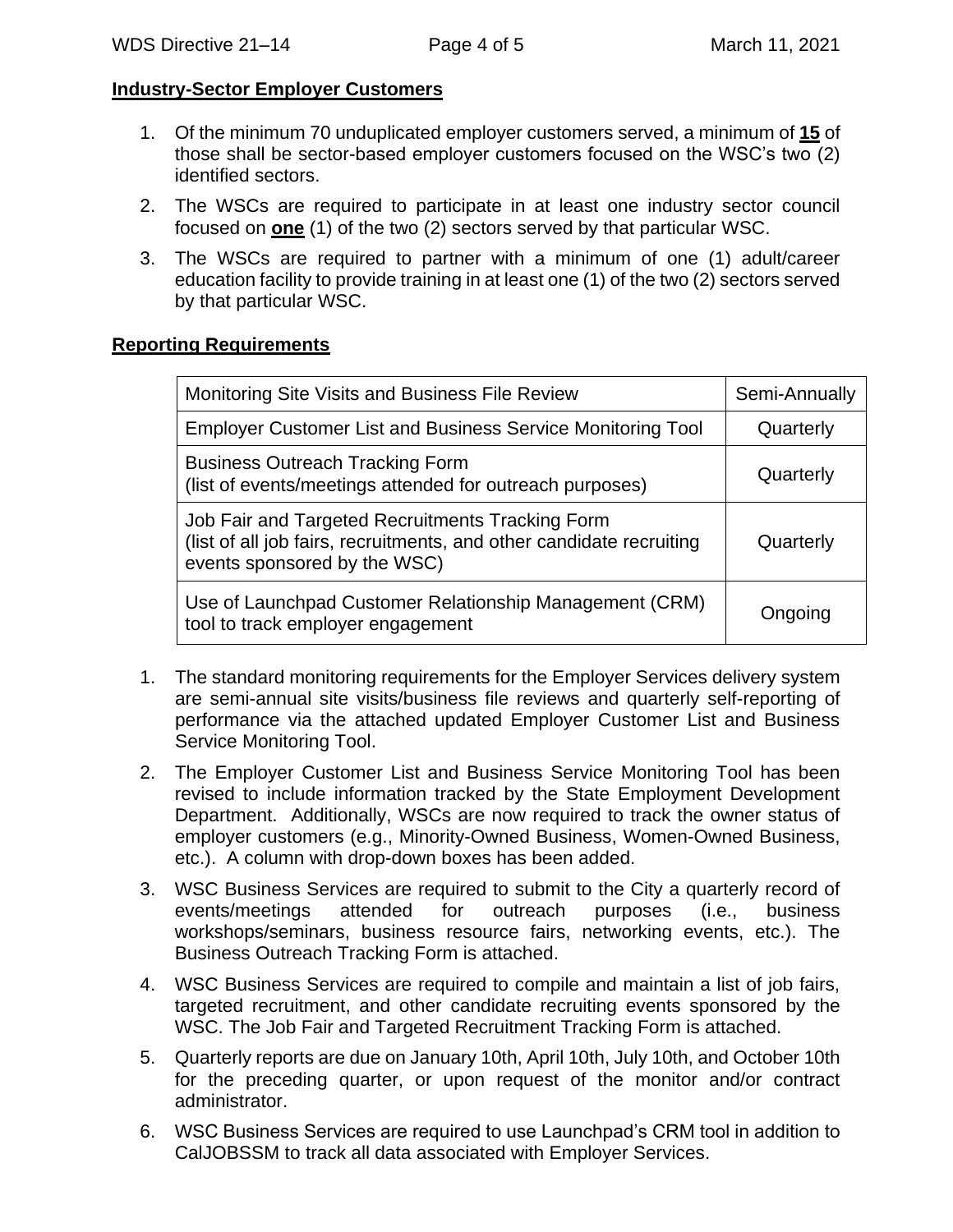**Industry-Sector Employer Customers**

1. Of the minimum 70 unduplicated employer customers served, a minimum of **15** of those shall be sector-based employer customers focused on the WSC's two (2) identified sectors.
2. The WSCs are required to participate in at least one industry sector council focused on **one** (1) of the two (2) sectors served by that particular WSC.
3. The WSCs are required to partner with a minimum of one (1) adult/career education facility to provide training in at least one (1) of the two (2) sectors served by that particular WSC.

**Reporting Requirements**

| Monitoring Site Visits and Business File Review | Semi-Annually |
|---|---|
| Employer Customer List and Business Service Monitoring Tool | Quarterly |
| Business Outreach Tracking Form (list of events/meetings attended for outreach purposes) | Quarterly |
| Job Fair and Targeted Recruitments Tracking Form (list of all job fairs, recruitments, and other candidate recruiting events sponsored by the WSC) | Quarterly |
| Use of Launchpad Customer Relationship Management (CRM) tool to track employer engagement | Ongoing |

1. The standard monitoring requirements for the Employer Services delivery system are semi-annual site visits/business file reviews and quarterly self-reporting of performance via the attached updated Employer Customer List and Business Service Monitoring Tool.
2. The Employer Customer List and Business Service Monitoring Tool has been revised to include information tracked by the State Employment Development Department. Additionally, WSCs are now required to track the owner status of employer customers (e.g., Minority-Owned Business, Women-Owned Business, etc.). A column with drop-down boxes has been added.
3. WSC Business Services are required to submit to the City a quarterly record of events/meetings attended for outreach purposes (i.e., business workshops/seminars, business resource fairs, networking events, etc.). The Business Outreach Tracking Form is attached.
4. WSC Business Services are required to compile and maintain a list of job fairs, targeted recruitment, and other candidate recruiting events sponsored by the WSC. The Job Fair and Targeted Recruitment Tracking Form is attached.
5. Quarterly reports are due on January 10th, April 10th, July 10th, and October 10th for the preceding quarter, or upon request of the monitor and/or contract administrator.
6. WSC Business Services are required to use Launchpad's CRM tool in addition to CalJOBSSM to track all data associated with Employer Services.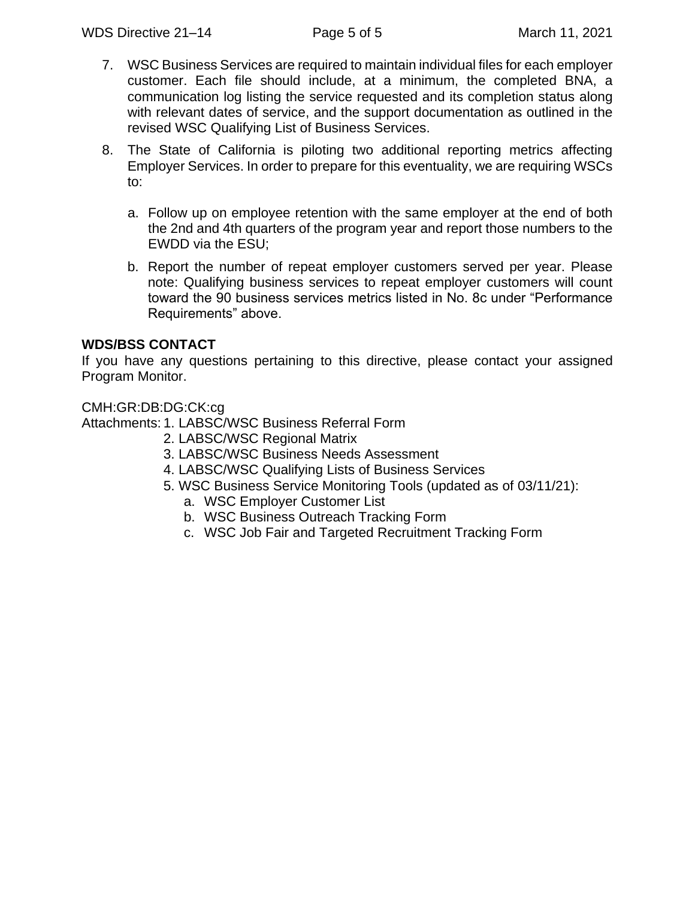7. WSC Business Services are required to maintain individual files for each employer customer. Each file should include, at a minimum, the completed BNA, a communication log listing the service requested and its completion status along with relevant dates of service, and the support documentation as outlined in the revised WSC Qualifying List of Business Services.

8. The State of California is piloting two additional reporting metrics affecting Employer Services. In order to prepare for this eventuality, we are requiring WSCs to:

   a. Follow up on employee retention with the same employer at the end of both the 2nd and 4th quarters of the program year and report those numbers to the EWDD via the ESU;

   b. Report the number of repeat employer customers served per year. Please note: Qualifying business services to repeat employer customers will count toward the 90 business services metrics listed in No. 8c under "Performance Requirements" above.

**WDS/BSS CONTACT**

If you have any questions pertaining to this directive, please contact your assigned Program Monitor.

CMH:GR:DB:DG:CK:cg

Attachments:
1. LABSC/WSC Business Referral Form
2. LABSC/WSC Regional Matrix
3. LABSC/WSC Business Needs Assessment
4. LABSC/WSC Qualifying Lists of Business Services
5. WSC Business Service Monitoring Tools (updated as of 03/11/21):
   a. WSC Employer Customer List
   b. WSC Business Outreach Tracking Form
   c. WSC Job Fair and Targeted Recruitment Tracking Form